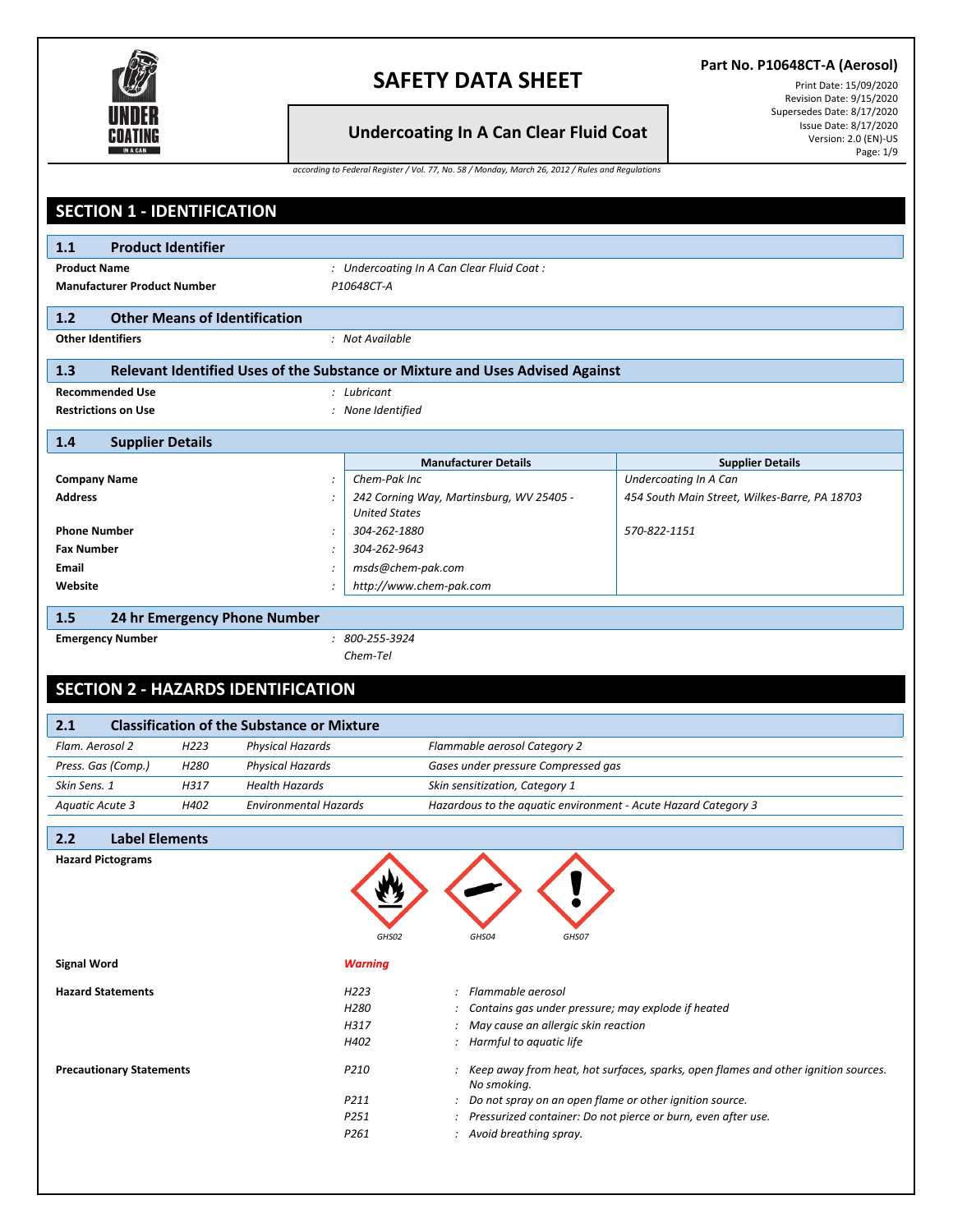# SAFETY DATA SHEET

**Part No. P10648CT-A (Aerosol)**

Print Date: 15/09/2020
Revision Date: 9/15/2020
Supersedes Date: 8/17/2020
Issue Date: 8/17/2020
Version: 2.0 (EN)-US

## Undercoating In A Can Clear Fluid Coat

*according to Federal Register / Vol. 77, No. 58 / Monday, March 26, 2012 / Rules and Regulations*

## SECTION 1 - IDENTIFICATION

### 1.1 Product Identifier

**Product Name** : *Undercoating In A Can Clear Fluid Coat :*

**Manufacturer Product Number** *P10648CT-A*

### 1.2 Other Means of Identification

**Other Identifiers** : *Not Available*

### 1.3 Relevant Identified Uses of the Substance or Mixture and Uses Advised Against

**Recommended Use** : *Lubricant*

**Restrictions on Use** : *None Identified*

### 1.4 Supplier Details

| | | Manufacturer Details | Supplier Details |
|---|---|---|---|
| **Company Name** | : | *Chem-Pak Inc* | *Undercoating In A Can* |
| **Address** | : | *242 Corning Way, Martinsburg, WV 25405 - United States* | *454 South Main Street, Wilkes-Barre, PA 18703* |
| **Phone Number** | : | *304-262-1880* | *570-822-1151* |
| **Fax Number** | : | *304-262-9643* | |
| **Email** | : | *msds@chem-pak.com* | |
| **Website** | : | *http://www.chem-pak.com* | |

### 1.5 24 hr Emergency Phone Number

**Emergency Number** : *800-255-3924*
*Chem-Tel*

## SECTION 2 - HAZARDS IDENTIFICATION

### 2.1 Classification of the Substance or Mixture

| | | | |
|---|---|---|---|
| *Flam. Aerosol 2* | *H223* | *Physical Hazards* | *Flammable aerosol Category 2* |
| *Press. Gas (Comp.)* | *H280* | *Physical Hazards* | *Gases under pressure Compressed gas* |
| *Skin Sens. 1* | *H317* | *Health Hazards* | *Skin sensitization, Category 1* |
| *Aquatic Acute 3* | *H402* | *Environmental Hazards* | *Hazardous to the aquatic environment - Acute Hazard Category 3* |

### 2.2 Label Elements

**Hazard Pictograms**

*GHS02* *GHS04* *GHS07*

**Signal Word** ***Warning***

**Hazard Statements**

| | | |
|---|---|---|
| *H223* | : | *Flammable aerosol* |
| *H280* | : | *Contains gas under pressure; may explode if heated* |
| *H317* | : | *May cause an allergic skin reaction* |
| *H402* | : | *Harmful to aquatic life* |

**Precautionary Statements**

| | | |
|---|---|---|
| *P210* | : | *Keep away from heat, hot surfaces, sparks, open flames and other ignition sources. No smoking.* |
| *P211* | : | *Do not spray on an open flame or other ignition source.* |
| *P251* | : | *Pressurized container: Do not pierce or burn, even after use.* |
| *P261* | : | *Avoid breathing spray.* |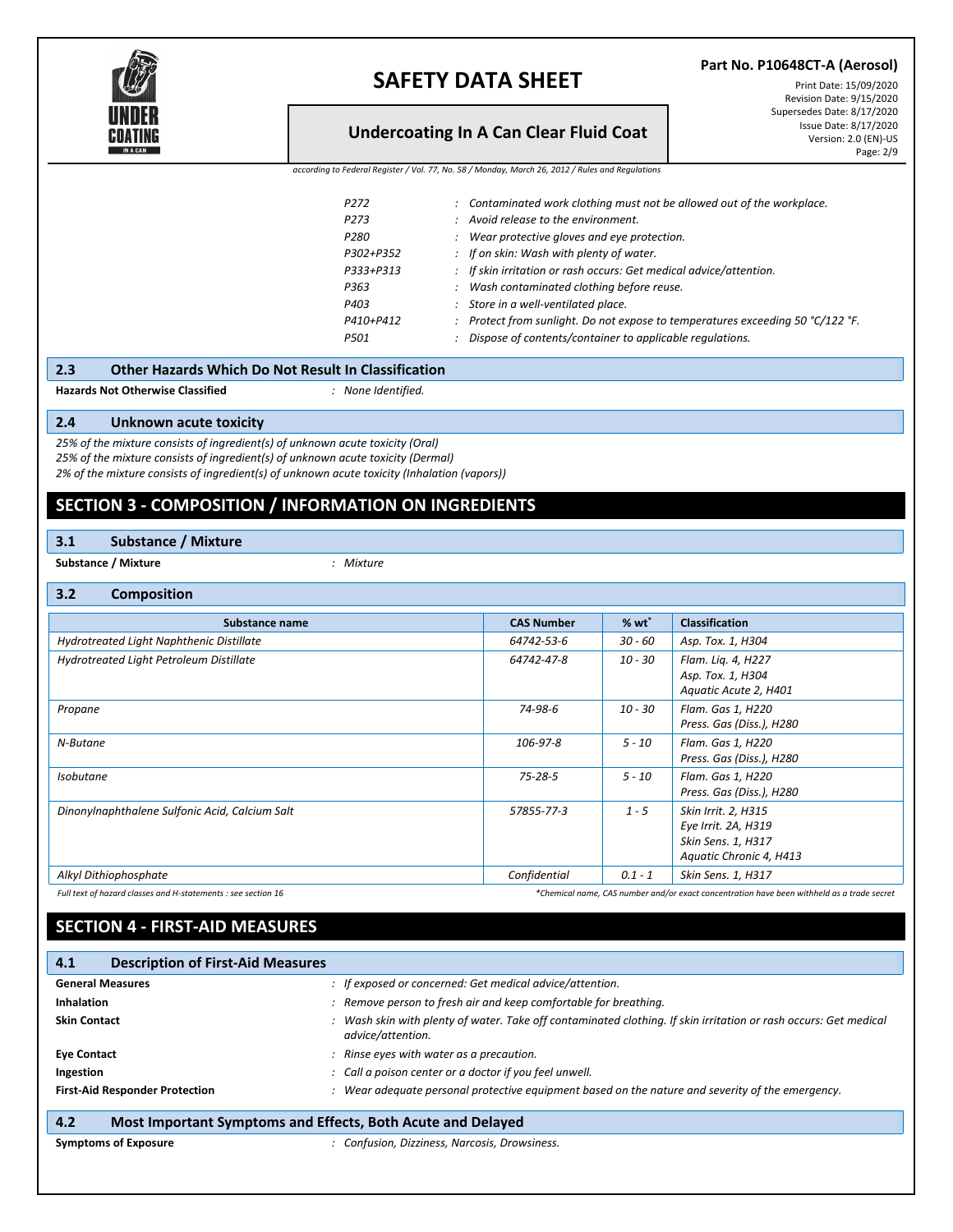| | | |
|---|---|---|
| P272 | : | Contaminated work clothing must not be allowed out of the workplace. |
| P273 | : | Avoid release to the environment. |
| P280 | : | Wear protective gloves and eye protection. |
| P302+P352 | : | If on skin: Wash with plenty of water. |
| P333+P313 | : | If skin irritation or rash occurs: Get medical advice/attention. |
| P363 | : | Wash contaminated clothing before reuse. |
| P403 | : | Store in a well-ventilated place. |
| P410+P412 | : | Protect from sunlight. Do not expose to temperatures exceeding 50 °C/122 °F. |
| P501 | : | Dispose of contents/container to applicable regulations. |

### 2.3 Other Hazards Which Do Not Result In Classification

**Hazards Not Otherwise Classified** : *None Identified.*

### 2.4 Unknown acute toxicity

*25% of the mixture consists of ingredient(s) of unknown acute toxicity (Oral)*
*25% of the mixture consists of ingredient(s) of unknown acute toxicity (Dermal)*
*2% of the mixture consists of ingredient(s) of unknown acute toxicity (Inhalation (vapors))*

## SECTION 3 - COMPOSITION / INFORMATION ON INGREDIENTS

### 3.1 Substance / Mixture

**Substance / Mixture** : *Mixture*

### 3.2 Composition

| Substance name | CAS Number | % wt* | Classification |
|---|---|---|---|
| Hydrotreated Light Naphthenic Distillate | 64742-53-6 | 30 - 60 | Asp. Tox. 1, H304 |
| Hydrotreated Light Petroleum Distillate | 64742-47-8 | 10 - 30 | Flam. Liq. 4, H227<br>Asp. Tox. 1, H304<br>Aquatic Acute 2, H401 |
| Propane | 74-98-6 | 10 - 30 | Flam. Gas 1, H220<br>Press. Gas (Diss.), H280 |
| N-Butane | 106-97-8 | 5 - 10 | Flam. Gas 1, H220<br>Press. Gas (Diss.), H280 |
| Isobutane | 75-28-5 | 5 - 10 | Flam. Gas 1, H220<br>Press. Gas (Diss.), H280 |
| Dinonylnaphthalene Sulfonic Acid, Calcium Salt | 57855-77-3 | 1 - 5 | Skin Irrit. 2, H315<br>Eye Irrit. 2A, H319<br>Skin Sens. 1, H317<br>Aquatic Chronic 4, H413 |
| Alkyl Dithiophosphate | Confidential | 0.1 - 1 | Skin Sens. 1, H317 |

*Full text of hazard classes and H-statements : see section 16*

*\*Chemical name, CAS number and/or exact concentration have been withheld as a trade secret*

## SECTION 4 - FIRST-AID MEASURES

### 4.1 Description of First-Aid Measures

**General Measures** : *If exposed or concerned: Get medical advice/attention.*

**Inhalation** : *Remove person to fresh air and keep comfortable for breathing.*

**Skin Contact** : *Wash skin with plenty of water. Take off contaminated clothing. If skin irritation or rash occurs: Get medical advice/attention.*

**Eye Contact** : *Rinse eyes with water as a precaution.*

**Ingestion** : *Call a poison center or a doctor if you feel unwell.*

**First-Aid Responder Protection** : *Wear adequate personal protective equipment based on the nature and severity of the emergency.*

### 4.2 Most Important Symptoms and Effects, Both Acute and Delayed

**Symptoms of Exposure** : *Confusion, Dizziness, Narcosis, Drowsiness.*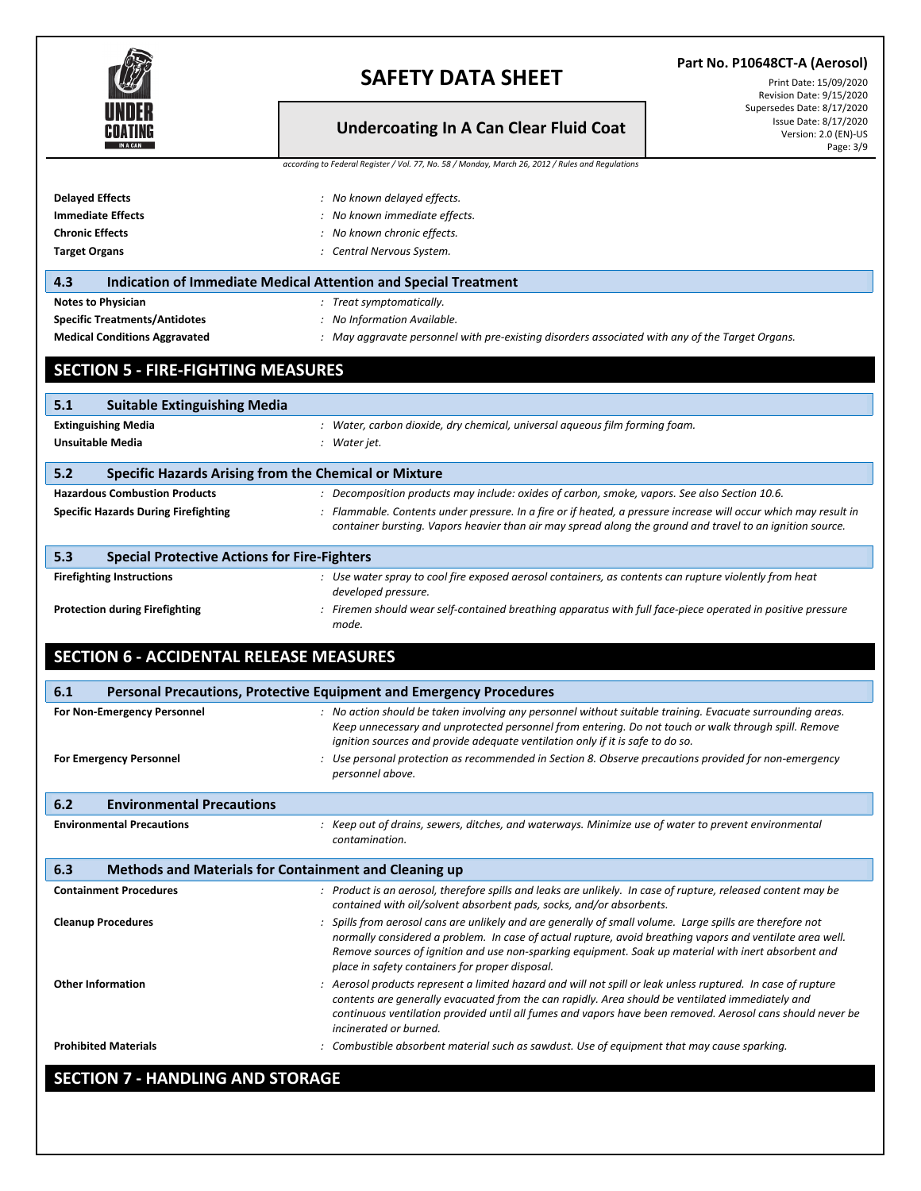| | |
|---|---|
| **Delayed Effects** | : *No known delayed effects.* |
| **Immediate Effects** | : *No known immediate effects.* |
| **Chronic Effects** | : *No known chronic effects.* |
| **Target Organs** | : *Central Nervous System.* |

### 4.3 Indication of Immediate Medical Attention and Special Treatment

| | |
|---|---|
| **Notes to Physician** | : *Treat symptomatically.* |
| **Specific Treatments/Antidotes** | : *No Information Available.* |
| **Medical Conditions Aggravated** | : *May aggravate personnel with pre-existing disorders associated with any of the Target Organs.* |

## SECTION 5 - FIRE-FIGHTING MEASURES

### 5.1 Suitable Extinguishing Media

| | |
|---|---|
| **Extinguishing Media** | : *Water, carbon dioxide, dry chemical, universal aqueous film forming foam.* |
| **Unsuitable Media** | : *Water jet.* |

### 5.2 Specific Hazards Arising from the Chemical or Mixture

| | |
|---|---|
| **Hazardous Combustion Products** | : *Decomposition products may include: oxides of carbon, smoke, vapors. See also Section 10.6.* |
| **Specific Hazards During Firefighting** | : *Flammable. Contents under pressure. In a fire or if heated, a pressure increase will occur which may result in container bursting. Vapors heavier than air may spread along the ground and travel to an ignition source.* |

### 5.3 Special Protective Actions for Fire-Fighters

| | |
|---|---|
| **Firefighting Instructions** | : *Use water spray to cool fire exposed aerosol containers, as contents can rupture violently from heat developed pressure.* |
| **Protection during Firefighting** | : *Firemen should wear self-contained breathing apparatus with full face-piece operated in positive pressure mode.* |

## SECTION 6 - ACCIDENTAL RELEASE MEASURES

### 6.1 Personal Precautions, Protective Equipment and Emergency Procedures

| | |
|---|---|
| **For Non-Emergency Personnel** | : *No action should be taken involving any personnel without suitable training. Evacuate surrounding areas. Keep unnecessary and unprotected personnel from entering. Do not touch or walk through spill. Remove ignition sources and provide adequate ventilation only if it is safe to do so.* |
| **For Emergency Personnel** | : *Use personal protection as recommended in Section 8. Observe precautions provided for non-emergency personnel above.* |

### 6.2 Environmental Precautions

| | |
|---|---|
| **Environmental Precautions** | : *Keep out of drains, sewers, ditches, and waterways. Minimize use of water to prevent environmental contamination.* |

### 6.3 Methods and Materials for Containment and Cleaning up

| | |
|---|---|
| **Containment Procedures** | : *Product is an aerosol, therefore spills and leaks are unlikely. In case of rupture, released content may be contained with oil/solvent absorbent pads, socks, and/or absorbents.* |
| **Cleanup Procedures** | : *Spills from aerosol cans are unlikely and are generally of small volume. Large spills are therefore not normally considered a problem. In case of actual rupture, avoid breathing vapors and ventilate area well. Remove sources of ignition and use non-sparking equipment. Soak up material with inert absorbent and place in safety containers for proper disposal.* |
| **Other Information** | : *Aerosol products represent a limited hazard and will not spill or leak unless ruptured. In case of rupture contents are generally evacuated from the can rapidly. Area should be ventilated immediately and continuous ventilation provided until all fumes and vapors have been removed. Aerosol cans should never be incinerated or burned.* |
| **Prohibited Materials** | : *Combustible absorbent material such as sawdust. Use of equipment that may cause sparking.* |

## SECTION 7 - HANDLING AND STORAGE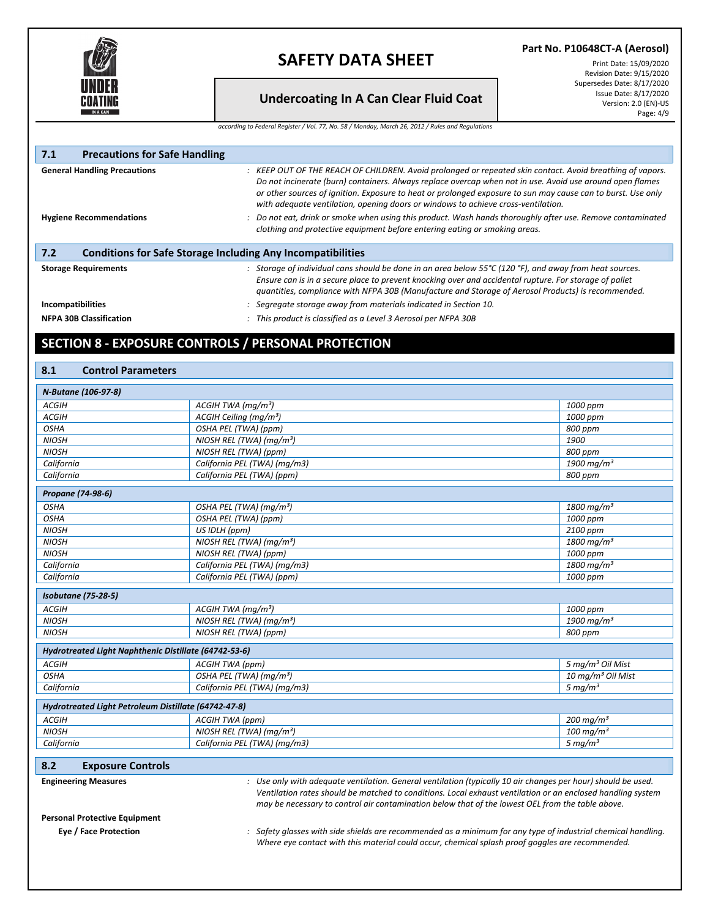### 7.1 Precautions for Safe Handling

**General Handling Precautions** : *KEEP OUT OF THE REACH OF CHILDREN. Avoid prolonged or repeated skin contact. Avoid breathing of vapors. Do not incinerate (burn) containers. Always replace overcap when not in use. Avoid use around open flames or other sources of ignition. Exposure to heat or prolonged exposure to sun may cause can to burst. Use only with adequate ventilation, opening doors or windows to achieve cross-ventilation.*

**Hygiene Recommendations** : *Do not eat, drink or smoke when using this product. Wash hands thoroughly after use. Remove contaminated clothing and protective equipment before entering eating or smoking areas.*

### 7.2 Conditions for Safe Storage Including Any Incompatibilities

**Storage Requirements** : *Storage of individual cans should be done in an area below 55°C (120 °F), and away from heat sources. Ensure can is in a secure place to prevent knocking over and accidental rupture. For storage of pallet quantities, compliance with NFPA 30B (Manufacture and Storage of Aerosol Products) is recommended.*

**Incompatibilities** : *Segregate storage away from materials indicated in Section 10.*

**NFPA 30B Classification** : *This product is classified as a Level 3 Aerosol per NFPA 30B*

## SECTION 8 - EXPOSURE CONTROLS / PERSONAL PROTECTION

### 8.1 Control Parameters

| *N-Butane (106-97-8)* | | |
|---|---|---|
| *ACGIH* | *ACGIH TWA (mg/m³)* | *1000 ppm* |
| *ACGIH* | *ACGIH Ceiling (mg/m³)* | *1000 ppm* |
| *OSHA* | *OSHA PEL (TWA) (ppm)* | *800 ppm* |
| *NIOSH* | *NIOSH REL (TWA) (mg/m³)* | *1900* |
| *NIOSH* | *NIOSH REL (TWA) (ppm)* | *800 ppm* |
| *California* | *California PEL (TWA) (mg/m3)* | *1900 mg/m³* |
| *California* | *California PEL (TWA) (ppm)* | *800 ppm* |

| *Propane (74-98-6)* | | |
|---|---|---|
| *OSHA* | *OSHA PEL (TWA) (mg/m³)* | *1800 mg/m³* |
| *OSHA* | *OSHA PEL (TWA) (ppm)* | *1000 ppm* |
| *NIOSH* | *US IDLH (ppm)* | *2100 ppm* |
| *NIOSH* | *NIOSH REL (TWA) (mg/m³)* | *1800 mg/m³* |
| *NIOSH* | *NIOSH REL (TWA) (ppm)* | *1000 ppm* |
| *California* | *California PEL (TWA) (mg/m3)* | *1800 mg/m³* |
| *California* | *California PEL (TWA) (ppm)* | *1000 ppm* |

| *Isobutane (75-28-5)* | | |
|---|---|---|
| *ACGIH* | *ACGIH TWA (mg/m³)* | *1000 ppm* |
| *NIOSH* | *NIOSH REL (TWA) (mg/m³)* | *1900 mg/m³* |
| *NIOSH* | *NIOSH REL (TWA) (ppm)* | *800 ppm* |

| *Hydrotreated Light Naphthenic Distillate (64742-53-6)* | | |
|---|---|---|
| *ACGIH* | *ACGIH TWA (ppm)* | *5 mg/m³ Oil Mist* |
| *OSHA* | *OSHA PEL (TWA) (mg/m³)* | *10 mg/m³ Oil Mist* |
| *California* | *California PEL (TWA) (mg/m3)* | *5 mg/m³* |

| *Hydrotreated Light Petroleum Distillate (64742-47-8)* | | |
|---|---|---|
| *ACGIH* | *ACGIH TWA (ppm)* | *200 mg/m³* |
| *NIOSH* | *NIOSH REL (TWA) (mg/m³)* | *100 mg/m³* |
| *California* | *California PEL (TWA) (mg/m3)* | *5 mg/m³* |

### 8.2 Exposure Controls

**Engineering Measures** : *Use only with adequate ventilation. General ventilation (typically 10 air changes per hour) should be used. Ventilation rates should be matched to conditions. Local exhaust ventilation or an enclosed handling system may be necessary to control air contamination below that of the lowest OEL from the table above.*

**Personal Protective Equipment**

**Eye / Face Protection** : *Safety glasses with side shields are recommended as a minimum for any type of industrial chemical handling. Where eye contact with this material could occur, chemical splash proof goggles are recommended.*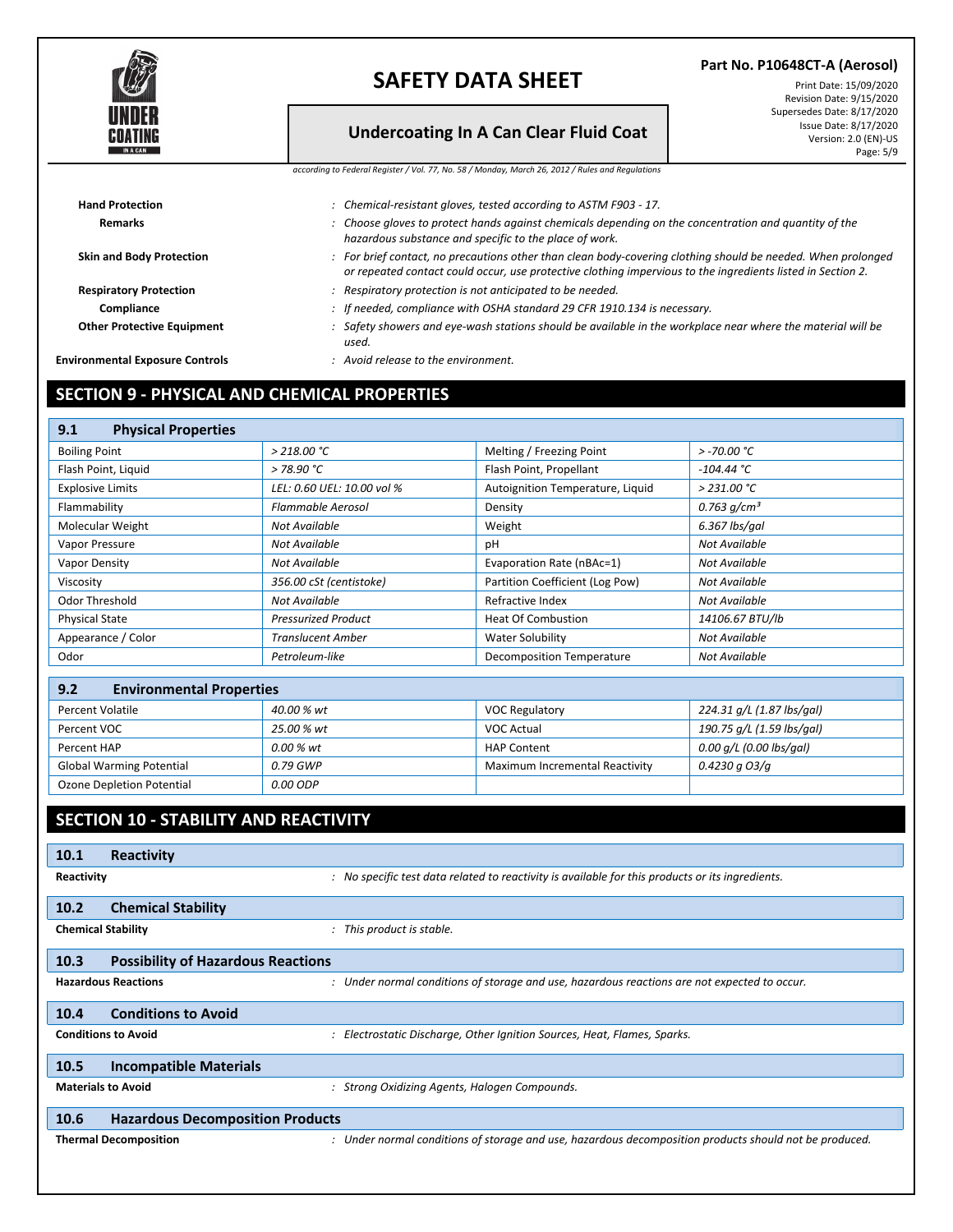| | |
|---|---|
| **Hand Protection** | : *Chemical-resistant gloves, tested according to ASTM F903 - 17.* |
| **Remarks** | : *Choose gloves to protect hands against chemicals depending on the concentration and quantity of the hazardous substance and specific to the place of work.* |
| **Skin and Body Protection** | : *For brief contact, no precautions other than clean body-covering clothing should be needed. When prolonged or repeated contact could occur, use protective clothing impervious to the ingredients listed in Section 2.* |
| **Respiratory Protection** | : *Respiratory protection is not anticipated to be needed.* |
| **Compliance** | : *If needed, compliance with OSHA standard 29 CFR 1910.134 is necessary.* |
| **Other Protective Equipment** | : *Safety showers and eye-wash stations should be available in the workplace near where the material will be used.* |
| **Environmental Exposure Controls** | : *Avoid release to the environment.* |

## SECTION 9 - PHYSICAL AND CHEMICAL PROPERTIES

### 9.1 Physical Properties

| | | | |
|---|---|---|---|
| Boiling Point | *> 218.00 °C* | Melting / Freezing Point | *> -70.00 °C* |
| Flash Point, Liquid | *> 78.90 °C* | Flash Point, Propellant | *-104.44 °C* |
| Explosive Limits | *LEL: 0.60 UEL: 10.00 vol %* | Autoignition Temperature, Liquid | *> 231.00 °C* |
| Flammability | *Flammable Aerosol* | Density | *0.763 g/cm³* |
| Molecular Weight | *Not Available* | Weight | *6.367 lbs/gal* |
| Vapor Pressure | *Not Available* | pH | *Not Available* |
| Vapor Density | *Not Available* | Evaporation Rate (nBAc=1) | *Not Available* |
| Viscosity | *356.00 cSt (centistoke)* | Partition Coefficient (Log Pow) | *Not Available* |
| Odor Threshold | *Not Available* | Refractive Index | *Not Available* |
| Physical State | *Pressurized Product* | Heat Of Combustion | *14106.67 BTU/lb* |
| Appearance / Color | *Translucent Amber* | Water Solubility | *Not Available* |
| Odor | *Petroleum-like* | Decomposition Temperature | *Not Available* |

### 9.2 Environmental Properties

| | | | |
|---|---|---|---|
| Percent Volatile | *40.00 % wt* | VOC Regulatory | *224.31 g/L (1.87 lbs/gal)* |
| Percent VOC | *25.00 % wt* | VOC Actual | *190.75 g/L (1.59 lbs/gal)* |
| Percent HAP | *0.00 % wt* | HAP Content | *0.00 g/L (0.00 lbs/gal)* |
| Global Warming Potential | *0.79 GWP* | Maximum Incremental Reactivity | *0.4230 g $O_3$/g* |
| Ozone Depletion Potential | *0.00 ODP* | | |

## SECTION 10 - STABILITY AND REACTIVITY

### 10.1 Reactivity

**Reactivity** : *No specific test data related to reactivity is available for this products or its ingredients.*

### 10.2 Chemical Stability

**Chemical Stability** : *This product is stable.*

### 10.3 Possibility of Hazardous Reactions

**Hazardous Reactions** : *Under normal conditions of storage and use, hazardous reactions are not expected to occur.*

### 10.4 Conditions to Avoid

**Conditions to Avoid** : *Electrostatic Discharge, Other Ignition Sources, Heat, Flames, Sparks.*

### 10.5 Incompatible Materials

**Materials to Avoid** : *Strong Oxidizing Agents, Halogen Compounds.*

### 10.6 Hazardous Decomposition Products

**Thermal Decomposition** : *Under normal conditions of storage and use, hazardous decomposition products should not be produced.*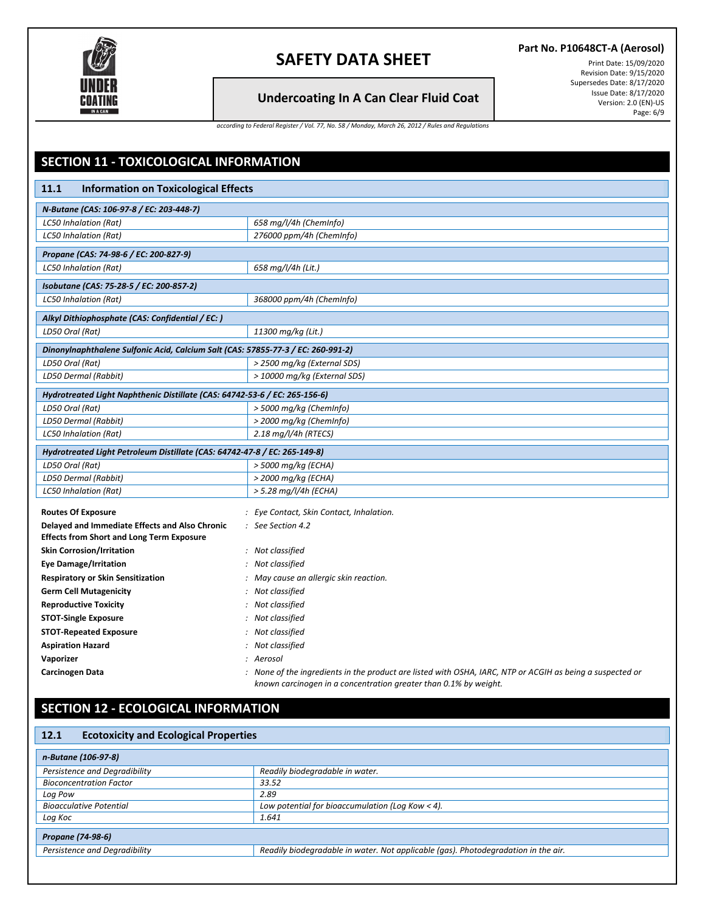## SECTION 11 - TOXICOLOGICAL INFORMATION

### 11.1 Information on Toxicological Effects

| *N-Butane (CAS: 106-97-8 / EC: 203-448-7)* | |
|---|---|
| *LC50 Inhalation (Rat)* | *658 mg/l/4h (ChemInfo)* |
| *LC50 Inhalation (Rat)* | *276000 ppm/4h (ChemInfo)* |

| *Propane (CAS: 74-98-6 / EC: 200-827-9)* | |
|---|---|
| *LC50 Inhalation (Rat)* | *658 mg/l/4h (Lit.)* |

| *Isobutane (CAS: 75-28-5 / EC: 200-857-2)* | |
|---|---|
| *LC50 Inhalation (Rat)* | *368000 ppm/4h (ChemInfo)* |

| *Alkyl Dithiophosphate (CAS: Confidential / EC: )* | |
|---|---|
| *LD50 Oral (Rat)* | *11300 mg/kg (Lit.)* |

| *Dinonylnaphthalene Sulfonic Acid, Calcium Salt (CAS: 57855-77-3 / EC: 260-991-2)* | |
|---|---|
| *LD50 Oral (Rat)* | *> 2500 mg/kg (External SDS)* |
| *LD50 Dermal (Rabbit)* | *> 10000 mg/kg (External SDS)* |

| *Hydrotreated Light Naphthenic Distillate (CAS: 64742-53-6 / EC: 265-156-6)* | |
|---|---|
| *LD50 Oral (Rat)* | *> 5000 mg/kg (ChemInfo)* |
| *LD50 Dermal (Rabbit)* | *> 2000 mg/kg (ChemInfo)* |
| *LC50 Inhalation (Rat)* | *2.18 mg/l/4h (RTECS)* |

| *Hydrotreated Light Petroleum Distillate (CAS: 64742-47-8 / EC: 265-149-8)* | |
|---|---|
| *LD50 Oral (Rat)* | *> 5000 mg/kg (ECHA)* |
| *LD50 Dermal (Rabbit)* | *> 2000 mg/kg (ECHA)* |
| *LC50 Inhalation (Rat)* | *> 5.28 mg/l/4h (ECHA)* |

**Routes Of Exposure** : *Eye Contact, Skin Contact, Inhalation.*

**Delayed and Immediate Effects and Also Chronic Effects from Short and Long Term Exposure** : *See Section 4.2*

**Skin Corrosion/Irritation** : *Not classified*

**Eye Damage/Irritation** : *Not classified*

**Respiratory or Skin Sensitization** : *May cause an allergic skin reaction.*

**Germ Cell Mutagenicity** : *Not classified*

**Reproductive Toxicity** : *Not classified*

**STOT-Single Exposure** : *Not classified*

**STOT-Repeated Exposure** : *Not classified*

**Aspiration Hazard** : *Not classified*

**Vaporizer** : *Aerosol*

**Carcinogen Data** : *None of the ingredients in the product are listed with OSHA, IARC, NTP or ACGIH as being a suspected or known carcinogen in a concentration greater than 0.1% by weight.*

## SECTION 12 - ECOLOGICAL INFORMATION

### 12.1 Ecotoxicity and Ecological Properties

| *n-Butane (106-97-8)* | |
|---|---|
| *Persistence and Degradibility* | *Readily biodegradable in water.* |
| *Bioconcentration Factor* | *33.52* |
| *Log Pow* | *2.89* |
| *Bioacculative Potential* | *Low potential for bioaccumulation (Log Kow < 4).* |
| *Log Koc* | *1.641* |

| *Propane (74-98-6)* | |
|---|---|
| *Persistence and Degradibility* | *Readily biodegradable in water. Not applicable (gas). Photodegradation in the air.* |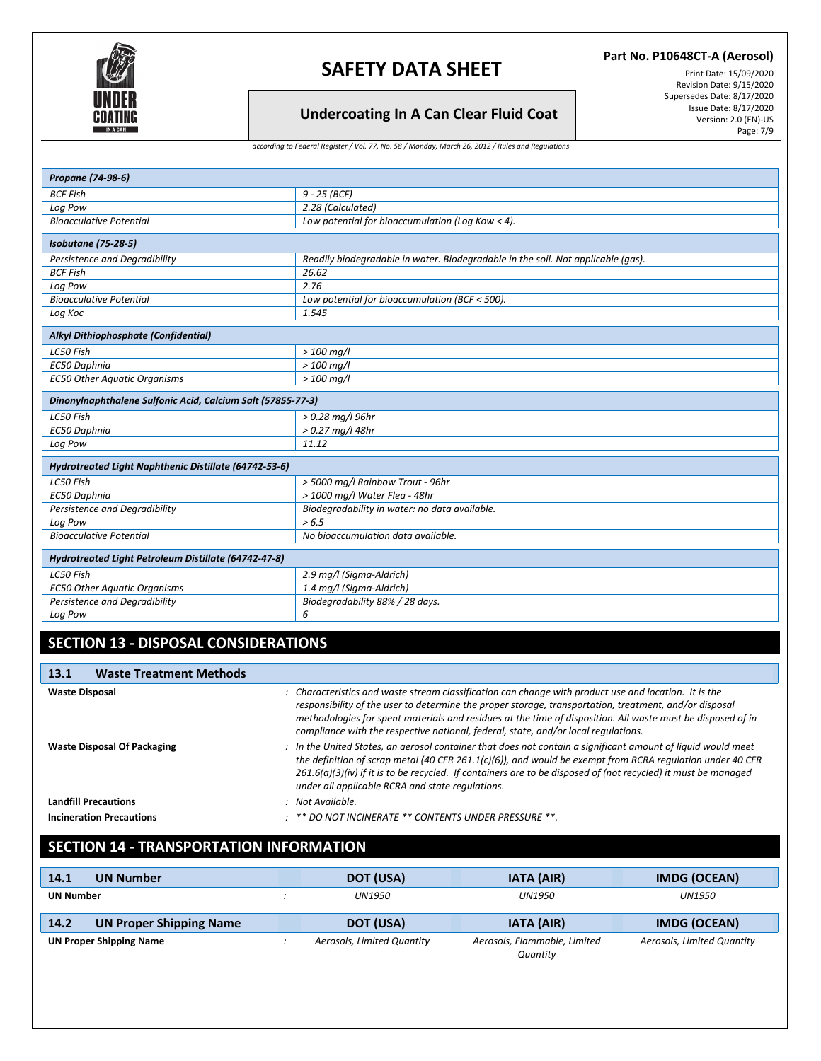| Propane (74-98-6) | |
|---|---|
| BCF Fish | 9 - 25 (BCF) |
| Log Pow | 2.28 (Calculated) |
| Bioacculative Potential | Low potential for bioaccumulation (Log Kow < 4). |

| Isobutane (75-28-5) | |
|---|---|
| Persistence and Degradibility | Readily biodegradable in water. Biodegradable in the soil. Not applicable (gas). |
| BCF Fish | 26.62 |
| Log Pow | 2.76 |
| Bioacculative Potential | Low potential for bioaccumulation (BCF < 500). |
| Log Koc | 1.545 |

| Alkyl Dithiophosphate (Confidential) | |
|---|---|
| LC50 Fish | > 100 mg/l |
| EC50 Daphnia | > 100 mg/l |
| EC50 Other Aquatic Organisms | > 100 mg/l |

| Dinonylnaphthalene Sulfonic Acid, Calcium Salt (57855-77-3) | |
|---|---|
| LC50 Fish | > 0.28 mg/l 96hr |
| EC50 Daphnia | > 0.27 mg/l 48hr |
| Log Pow | 11.12 |

| Hydrotreated Light Naphthenic Distillate (64742-53-6) | |
|---|---|
| LC50 Fish | > 5000 mg/l Rainbow Trout - 96hr |
| EC50 Daphnia | > 1000 mg/l Water Flea - 48hr |
| Persistence and Degradibility | Biodegradability in water: no data available. |
| Log Pow | > 6.5 |
| Bioacculative Potential | No bioaccumulation data available. |

| Hydrotreated Light Petroleum Distillate (64742-47-8) | |
|---|---|
| LC50 Fish | 2.9 mg/l (Sigma-Aldrich) |
| EC50 Other Aquatic Organisms | 1.4 mg/l (Sigma-Aldrich) |
| Persistence and Degradibility | Biodegradability 88% / 28 days. |
| Log Pow | 6 |

## SECTION 13 - DISPOSAL CONSIDERATIONS

### 13.1 Waste Treatment Methods

**Waste Disposal** : Characteristics and waste stream classification can change with product use and location. It is the responsibility of the user to determine the proper storage, transportation, treatment, and/or disposal methodologies for spent materials and residues at the time of disposition. All waste must be disposed of in compliance with the respective national, federal, state, and/or local regulations.

**Waste Disposal Of Packaging** : In the United States, an aerosol container that does not contain a significant amount of liquid would meet the definition of scrap metal (40 CFR 261.1(c)(6)), and would be exempt from RCRA regulation under 40 CFR 261.6(a)(3)(iv) if it is to be recycled. If containers are to be disposed of (not recycled) it must be managed under all applicable RCRA and state regulations.

**Landfill Precautions** : Not Available.

**Incineration Precautions** : ** DO NOT INCINERATE ** CONTENTS UNDER PRESSURE **.

## SECTION 14 - TRANSPORTATION INFORMATION

| 14.1 UN Number | | DOT (USA) | IATA (AIR) | IMDG (OCEAN) |
|---|---|---|---|---|
| UN Number | : | UN1950 | UN1950 | UN1950 |

| 14.2 UN Proper Shipping Name | | DOT (USA) | IATA (AIR) | IMDG (OCEAN) |
|---|---|---|---|---|
| UN Proper Shipping Name | : | Aerosols, Limited Quantity | Aerosols, Flammable, Limited Quantity | Aerosols, Limited Quantity |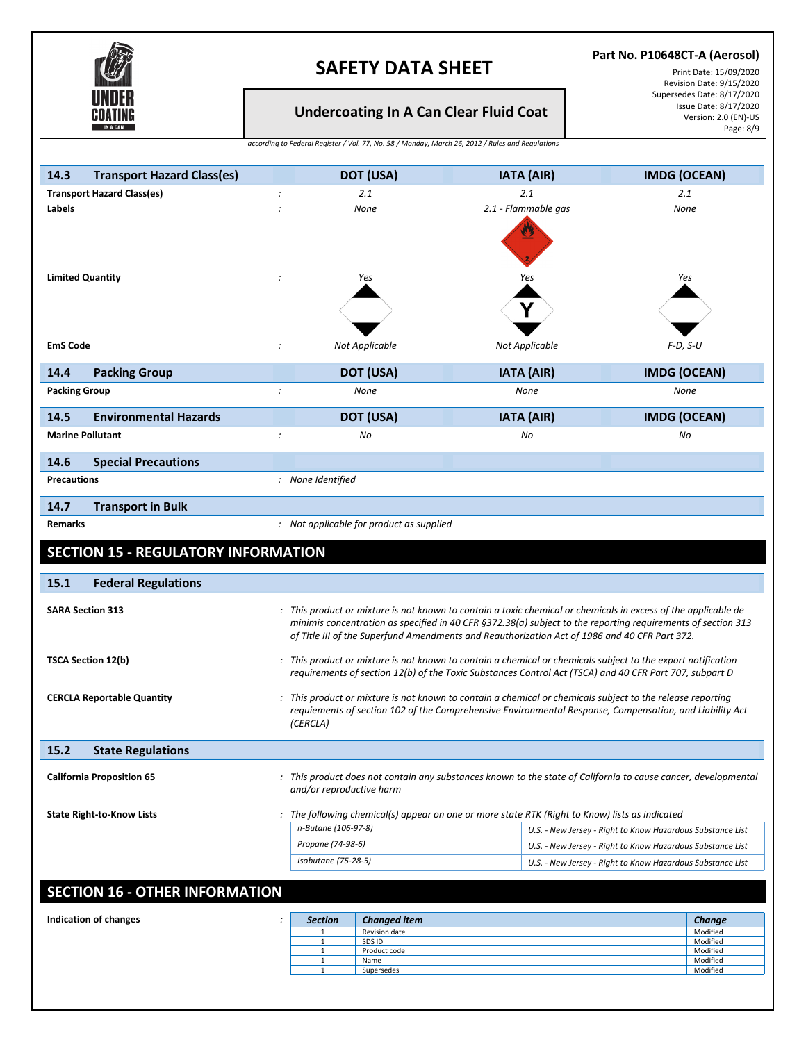| 14.3 Transport Hazard Class(es) | | DOT (USA) | IATA (AIR) | IMDG (OCEAN) |
|---|---|---|---|---|
| **Transport Hazard Class(es)** | : | *2.1* | *2.1* | *2.1* |
| **Labels** | : | *None* | *2.1 - Flammable gas* | *None* |
| **Limited Quantity** | : | *Yes* | *Yes* | *Yes* |
| **EmS Code** | : | *Not Applicable* | *Not Applicable* | *F-D, S-U* |

| 14.4 Packing Group | | DOT (USA) | IATA (AIR) | IMDG (OCEAN) |
|---|---|---|---|---|
| **Packing Group** | : | *None* | *None* | *None* |

| 14.5 Environmental Hazards | | DOT (USA) | IATA (AIR) | IMDG (OCEAN) |
|---|---|---|---|---|
| **Marine Pollutant** | : | *No* | *No* | *No* |

## 14.6 Special Precautions

**Precautions** : *None Identified*

## 14.7 Transport in Bulk

**Remarks** : *Not applicable for product as supplied*

# SECTION 15 - REGULATORY INFORMATION

## 15.1 Federal Regulations

**SARA Section 313** : *This product or mixture is not known to contain a toxic chemical or chemicals in excess of the applicable de minimis concentration as specified in 40 CFR §372.38(a) subject to the reporting requirements of section 313 of Title III of the Superfund Amendments and Reauthorization Act of 1986 and 40 CFR Part 372.*

**TSCA Section 12(b)** : *This product or mixture is not known to contain a chemical or chemicals subject to the export notification requirements of section 12(b) of the Toxic Substances Control Act (TSCA) and 40 CFR Part 707, subpart D*

**CERCLA Reportable Quantity** : *This product or mixture is not known to contain a chemical or chemicals subject to the release reporting requiements of section 102 of the Comprehensive Environmental Response, Compensation, and Liability Act (CERCLA)*

## 15.2 State Regulations

**California Proposition 65** : *This product does not contain any substances known to the state of California to cause cancer, developmental and/or reproductive harm*

**State Right-to-Know Lists** : *The following chemical(s) appear on one or more state RTK (Right to Know) lists as indicated*

| Chemical | List |
|---|---|
| *n-Butane (106-97-8)* | *U.S. - New Jersey - Right to Know Hazardous Substance List* |
| *Propane (74-98-6)* | *U.S. - New Jersey - Right to Know Hazardous Substance List* |
| *Isobutane (75-28-5)* | *U.S. - New Jersey - Right to Know Hazardous Substance List* |

# SECTION 16 - OTHER INFORMATION

**Indication of changes** :

| Section | Changed item | Change |
|---|---|---|
| 1 | Revision date | Modified |
| 1 | SDS ID | Modified |
| 1 | Product code | Modified |
| 1 | Name | Modified |
| 1 | Supersedes | Modified |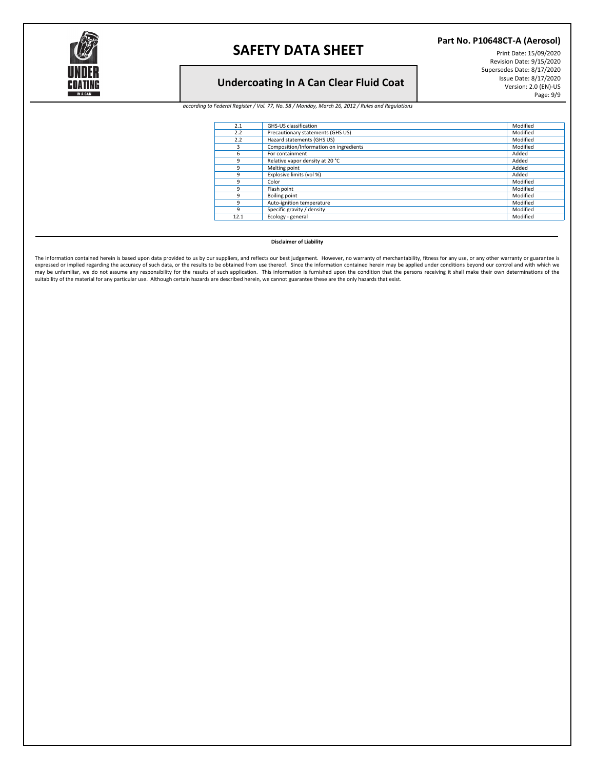| | | |
|---|---|---|
| 2.1 | GHS-US classification | Modified |
| 2.2 | Precautionary statements (GHS US) | Modified |
| 2.2 | Hazard statements (GHS US) | Modified |
| 3 | Composition/Information on ingredients | Modified |
| 6 | For containment | Added |
| 9 | Relative vapor density at 20 °C | Added |
| 9 | Melting point | Added |
| 9 | Explosive limits (vol %) | Added |
| 9 | Color | Modified |
| 9 | Flash point | Modified |
| 9 | Boiling point | Modified |
| 9 | Auto-ignition temperature | Modified |
| 9 | Specific gravity / density | Modified |
| 12.1 | Ecology - general | Modified |

**Disclaimer of Liability**

The information contained herein is based upon data provided to us by our suppliers, and reflects our best judgement. However, no warranty of merchantability, fitness for any use, or any other warranty or guarantee is expressed or implied regarding the accuracy of such data, or the results to be obtained from use thereof. Since the information contained herein may be applied under conditions beyond our control and with which we may be unfamiliar, we do not assume any responsibility for the results of such application. This information is furnished upon the condition that the persons receiving it shall make their own determinations of the suitability of the material for any particular use. Although certain hazards are described herein, we cannot guarantee these are the only hazards that exist.